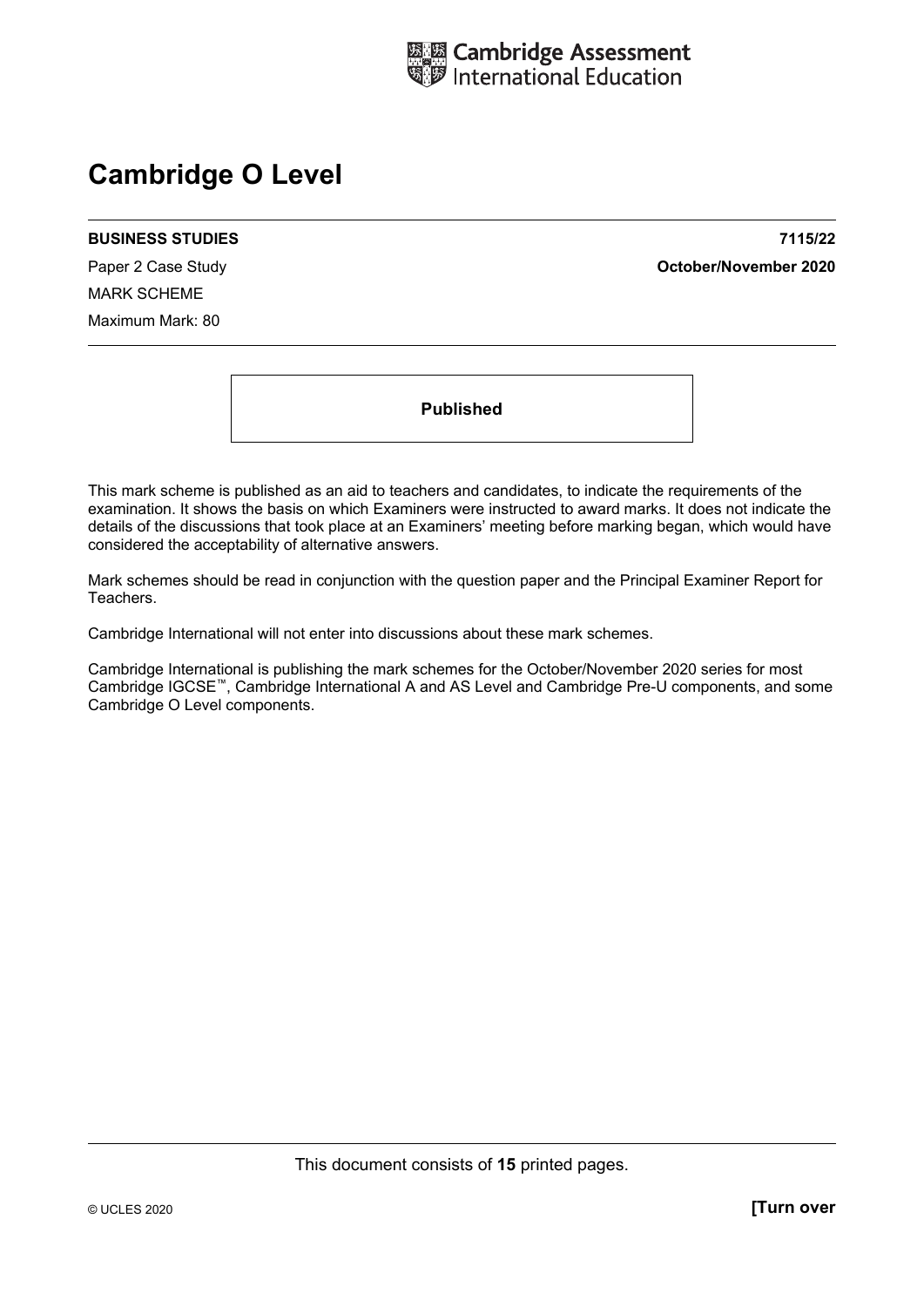Cambridge Assessment International Education

# Cambridge O Level

**BUSINESS STUDIES** **7115/22**

Paper 2 Case Study **October/November 2020**

MARK SCHEME

Maximum Mark: 80

**Published**

This mark scheme is published as an aid to teachers and candidates, to indicate the requirements of the examination. It shows the basis on which Examiners were instructed to award marks. It does not indicate the details of the discussions that took place at an Examiners' meeting before marking began, which would have considered the acceptability of alternative answers.

Mark schemes should be read in conjunction with the question paper and the Principal Examiner Report for Teachers.

Cambridge International will not enter into discussions about these mark schemes.

Cambridge International is publishing the mark schemes for the October/November 2020 series for most Cambridge IGCSE™, Cambridge International A and AS Level and Cambridge Pre-U components, and some Cambridge O Level components.

This document consists of **15** printed pages.

© UCLES 2020 **[Turn over**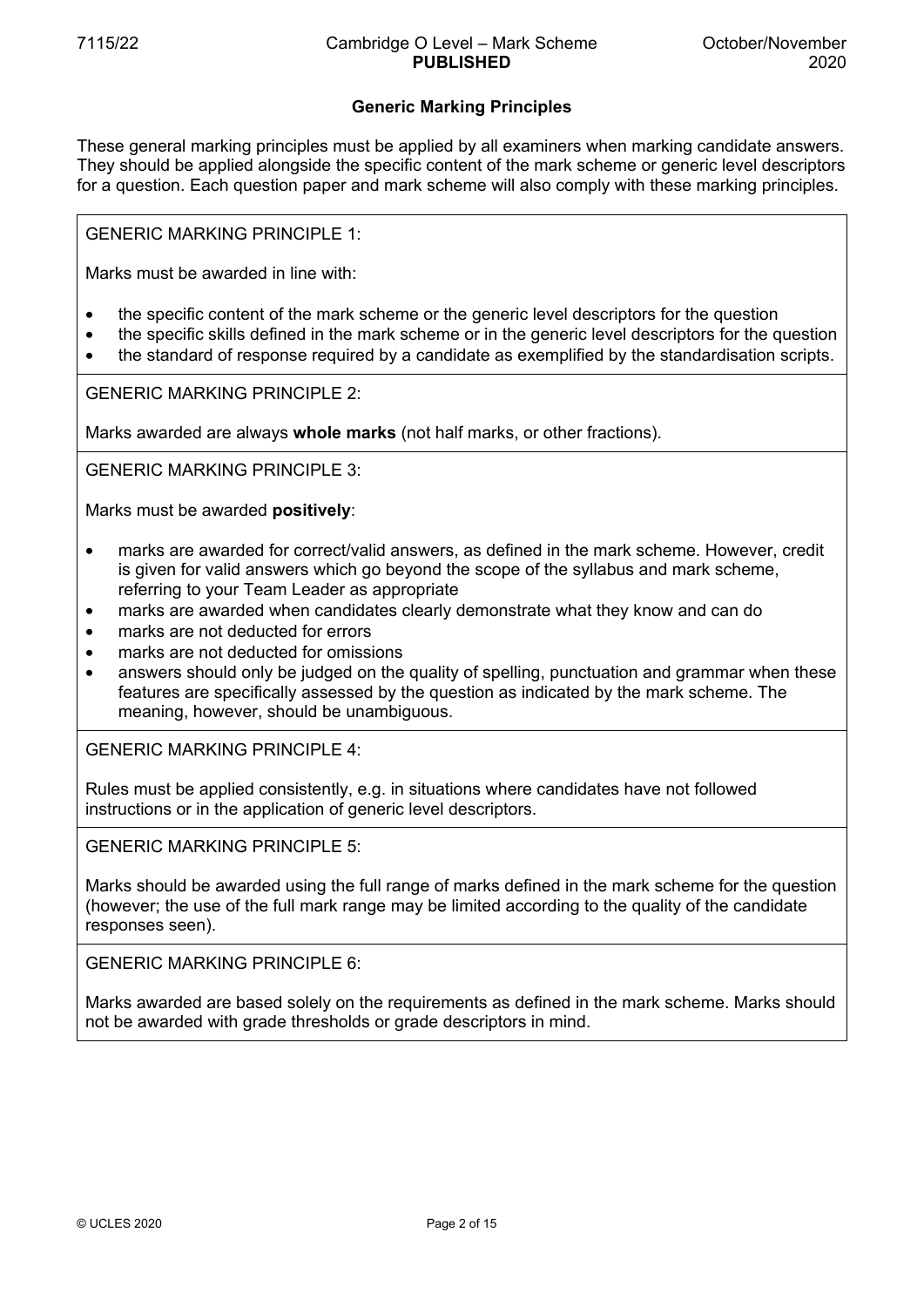## Generic Marking Principles

These general marking principles must be applied by all examiners when marking candidate answers. They should be applied alongside the specific content of the mark scheme or generic level descriptors for a question. Each question paper and mark scheme will also comply with these marking principles.

GENERIC MARKING PRINCIPLE 1:

Marks must be awarded in line with:

- the specific content of the mark scheme or the generic level descriptors for the question
- the specific skills defined in the mark scheme or in the generic level descriptors for the question
- the standard of response required by a candidate as exemplified by the standardisation scripts.

GENERIC MARKING PRINCIPLE 2:

Marks awarded are always **whole marks** (not half marks, or other fractions).

GENERIC MARKING PRINCIPLE 3:

Marks must be awarded **positively**:

- marks are awarded for correct/valid answers, as defined in the mark scheme. However, credit is given for valid answers which go beyond the scope of the syllabus and mark scheme, referring to your Team Leader as appropriate
- marks are awarded when candidates clearly demonstrate what they know and can do
- marks are not deducted for errors
- marks are not deducted for omissions
- answers should only be judged on the quality of spelling, punctuation and grammar when these features are specifically assessed by the question as indicated by the mark scheme. The meaning, however, should be unambiguous.

GENERIC MARKING PRINCIPLE 4:

Rules must be applied consistently, e.g. in situations where candidates have not followed instructions or in the application of generic level descriptors.

GENERIC MARKING PRINCIPLE 5:

Marks should be awarded using the full range of marks defined in the mark scheme for the question (however; the use of the full mark range may be limited according to the quality of the candidate responses seen).

GENERIC MARKING PRINCIPLE 6:

Marks awarded are based solely on the requirements as defined in the mark scheme. Marks should not be awarded with grade thresholds or grade descriptors in mind.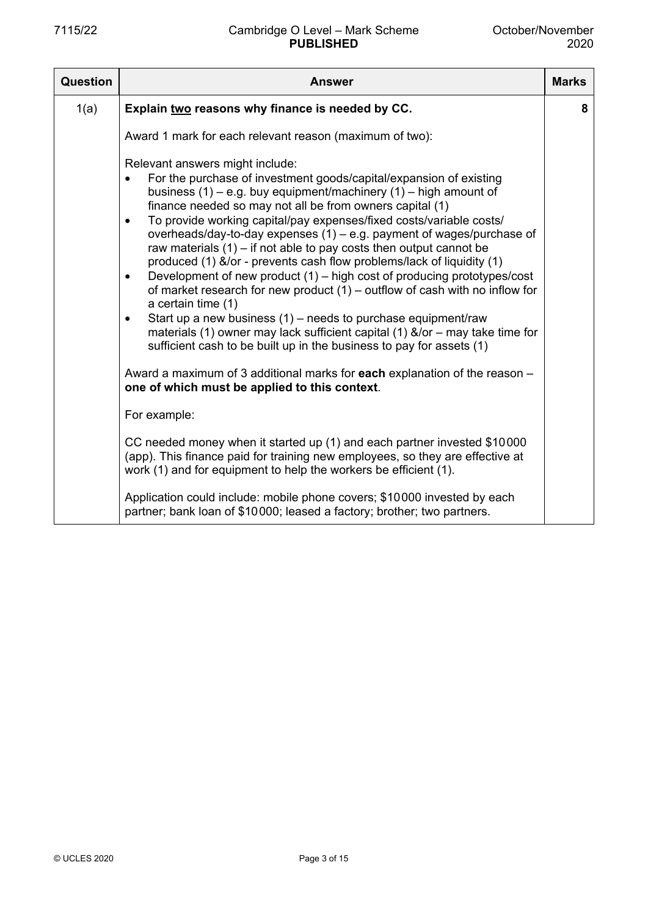| Question | Answer | Marks |
|---|---|---|
| 1(a) | **Explain two reasons why finance is needed by CC.**<br><br>Award 1 mark for each relevant reason (maximum of two):<br><br>Relevant answers might include:<br>• For the purchase of investment goods/capital/expansion of existing business (1) – e.g. buy equipment/machinery (1) – high amount of finance needed so may not all be from owners capital (1)<br>• To provide working capital/pay expenses/fixed costs/variable costs/overheads/day-to-day expenses (1) – e.g. payment of wages/purchase of raw materials (1) – if not able to pay costs then output cannot be produced (1) &/or - prevents cash flow problems/lack of liquidity (1)<br>• Development of new product (1) – high cost of producing prototypes/cost of market research for new product (1) – outflow of cash with no inflow for a certain time (1)<br>• Start up a new business (1) – needs to purchase equipment/raw materials (1) owner may lack sufficient capital (1) &/or – may take time for sufficient cash to be built up in the business to pay for assets (1)<br><br>Award a maximum of 3 additional marks for **each** explanation of the reason – **one of which must be applied to this context**.<br><br>For example:<br><br>CC needed money when it started up (1) and each partner invested $10000 (app). This finance paid for training new employees, so they are effective at work (1) and for equipment to help the workers be efficient (1).<br><br>Application could include: mobile phone covers; $10000 invested by each partner; bank loan of $10000; leased a factory; brother; two partners. | 8 |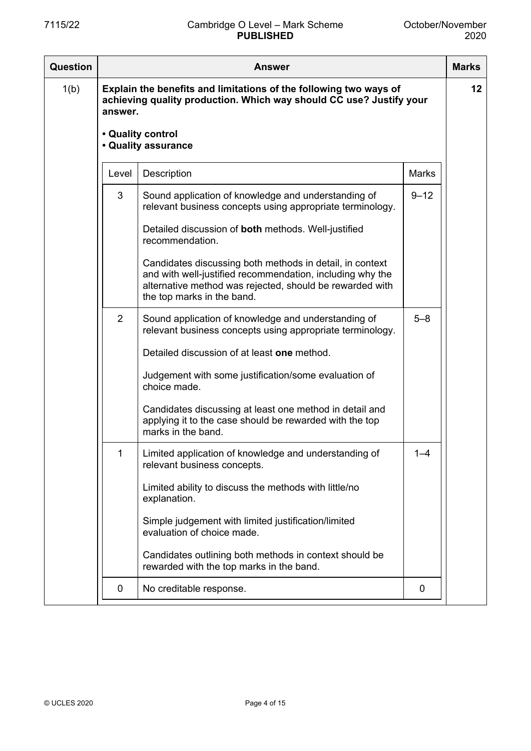| Question | Answer | Marks |
|---|---|---|
| 1(b) | **Explain the benefits and limitations of the following two ways of achieving quality production. Which way should CC use? Justify your answer.**<br><br>**• Quality control**<br>**• Quality assurance** | 12 |

| Level | Description | Marks |
|---|---|---|
| 3 | Sound application of knowledge and understanding of relevant business concepts using appropriate terminology.<br><br>Detailed discussion of **both** methods. Well-justified recommendation.<br><br>Candidates discussing both methods in detail, in context and with well-justified recommendation, including why the alternative method was rejected, should be rewarded with the top marks in the band. | 9–12 |
| 2 | Sound application of knowledge and understanding of relevant business concepts using appropriate terminology.<br><br>Detailed discussion of at least **one** method.<br><br>Judgement with some justification/some evaluation of choice made.<br><br>Candidates discussing at least one method in detail and applying it to the case should be rewarded with the top marks in the band. | 5–8 |
| 1 | Limited application of knowledge and understanding of relevant business concepts.<br><br>Limited ability to discuss the methods with little/no explanation.<br><br>Simple judgement with limited justification/limited evaluation of choice made.<br><br>Candidates outlining both methods in context should be rewarded with the top marks in the band. | 1–4 |
| 0 | No creditable response. | 0 |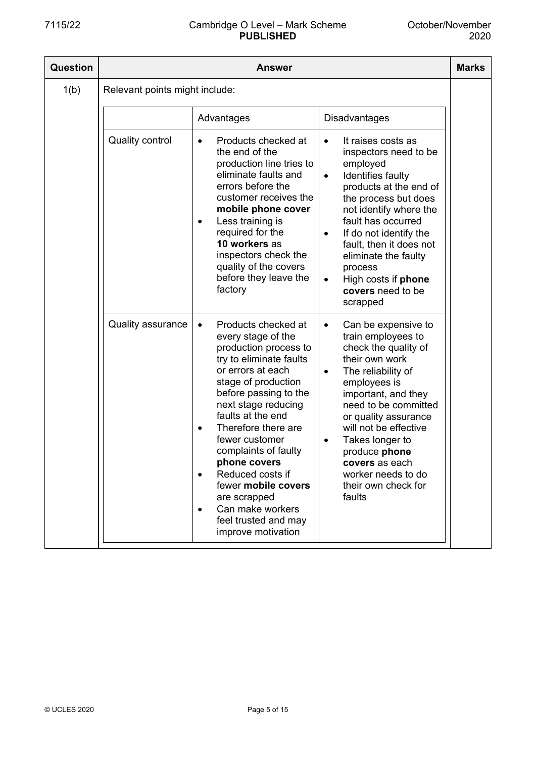| Question | Answer | Marks |
|---|---|---|
| 1(b) | Relevant points might include: | |

| | Advantages | Disadvantages |
|---|---|---|
| Quality control | • Products checked at the end of the production line tries to eliminate faults and errors before the customer receives the **mobile phone cover**<br>• Less training is required for the **10 workers** as inspectors check the quality of the covers before they leave the factory | • It raises costs as inspectors need to be employed<br>• Identifies faulty products at the end of the process but does not identify where the fault has occurred<br>• If do not identify the fault, then it does not eliminate the faulty process<br>• High costs if **phone covers** need to be scrapped |
| Quality assurance | • Products checked at every stage of the production process to try to eliminate faults or errors at each stage of production before passing to the next stage reducing faults at the end<br>• Therefore there are fewer customer complaints of faulty **phone covers**<br>• Reduced costs if fewer **mobile covers** are scrapped<br>• Can make workers feel trusted and may improve motivation | • Can be expensive to train employees to check the quality of their own work<br>• The reliability of employees is important, and they need to be committed or quality assurance will not be effective<br>• Takes longer to produce **phone covers** as each worker needs to do their own check for faults |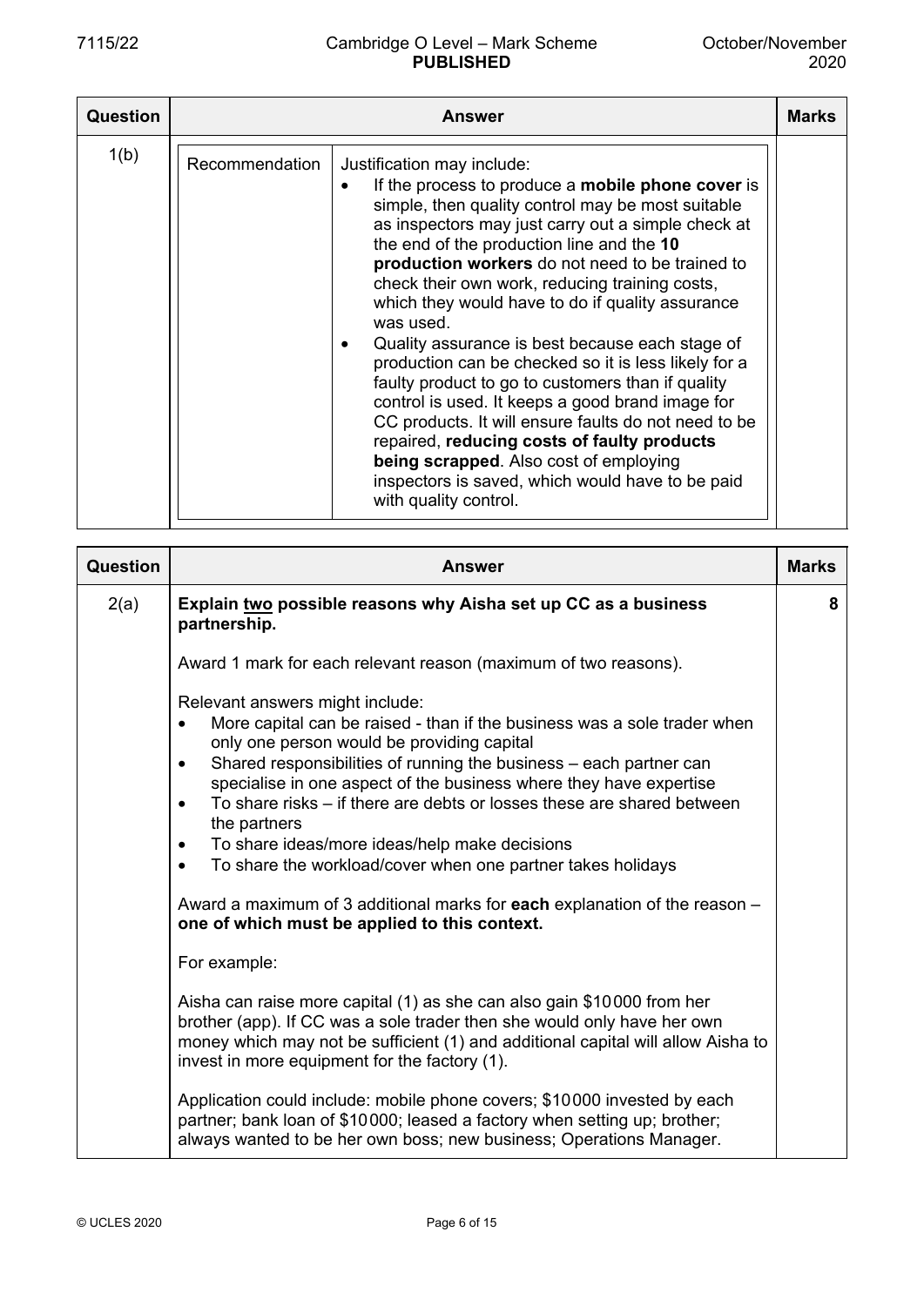| Question | Answer | | Marks |
|---|---|---|---|
| 1(b) | Recommendation | Justification may include:<br>• If the process to produce a **mobile phone cover** is simple, then quality control may be most suitable as inspectors may just carry out a simple check at the end of the production line and the **10 production workers** do not need to be trained to check their own work, reducing training costs, which they would have to do if quality assurance was used.<br>• Quality assurance is best because each stage of production can be checked so it is less likely for a faulty product to go to customers than if quality control is used. It keeps a good brand image for CC products. It will ensure faults do not need to be repaired, **reducing costs of faulty products being scrapped**. Also cost of employing inspectors is saved, which would have to be paid with quality control. | |

| Question | Answer | Marks |
|---|---|---|
| 2(a) | **Explain two possible reasons why Aisha set up CC as a business partnership.**<br><br>Award 1 mark for each relevant reason (maximum of two reasons).<br><br>Relevant answers might include:<br>• More capital can be raised - than if the business was a sole trader when only one person would be providing capital<br>• Shared responsibilities of running the business – each partner can specialise in one aspect of the business where they have expertise<br>• To share risks – if there are debts or losses these are shared between the partners<br>• To share ideas/more ideas/help make decisions<br>• To share the workload/cover when one partner takes holidays<br><br>Award a maximum of 3 additional marks for **each** explanation of the reason – **one of which must be applied to this context.**<br><br>For example:<br><br>Aisha can raise more capital (1) as she can also gain \$10000 from her brother (app). If CC was a sole trader then she would only have her own money which may not be sufficient (1) and additional capital will allow Aisha to invest in more equipment for the factory (1).<br><br>Application could include: mobile phone covers; \$10000 invested by each partner; bank loan of \$10000; leased a factory when setting up; brother; always wanted to be her own boss; new business; Operations Manager. | 8 |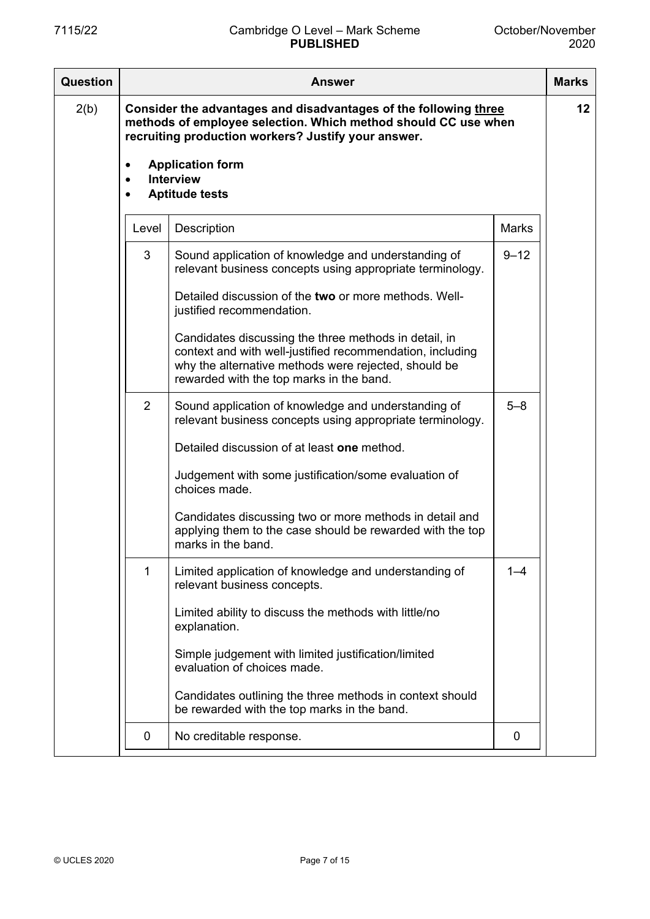| Question | Answer | Marks |
|---|---|---|
| 2(b) | **Consider the advantages and disadvantages of the following <u>three</u> methods of employee selection. Which method should CC use when recruiting production workers? Justify your answer.**<br><br>• **Application form**<br>• **Interview**<br>• **Aptitude tests** | 12 |

| Level | Description | Marks |
|---|---|---|
| 3 | Sound application of knowledge and understanding of relevant business concepts using appropriate terminology.<br><br>Detailed discussion of the **two** or more methods. Well-justified recommendation.<br><br>Candidates discussing the three methods in detail, in context and with well-justified recommendation, including why the alternative methods were rejected, should be rewarded with the top marks in the band. | 9–12 |
| 2 | Sound application of knowledge and understanding of relevant business concepts using appropriate terminology.<br><br>Detailed discussion of at least **one** method.<br><br>Judgement with some justification/some evaluation of choices made.<br><br>Candidates discussing two or more methods in detail and applying them to the case should be rewarded with the top marks in the band. | 5–8 |
| 1 | Limited application of knowledge and understanding of relevant business concepts.<br><br>Limited ability to discuss the methods with little/no explanation.<br><br>Simple judgement with limited justification/limited evaluation of choices made.<br><br>Candidates outlining the three methods in context should be rewarded with the top marks in the band. | 1–4 |
| 0 | No creditable response. | 0 |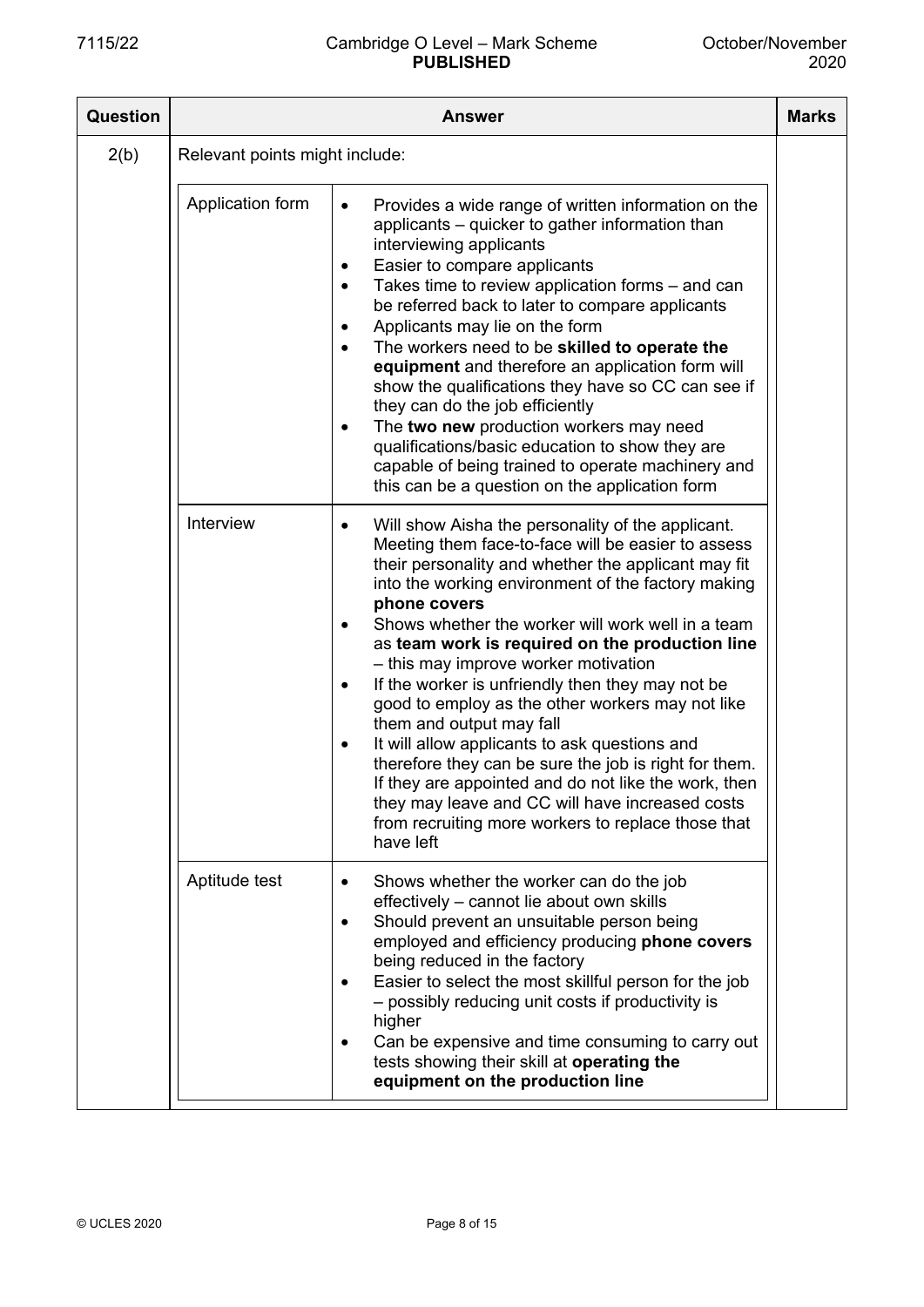| Question | Answer | | Marks |
|---|---|---|---|
| 2(b) | Relevant points might include: | | |
| | Application form | • Provides a wide range of written information on the applicants – quicker to gather information than interviewing applicants<br>• Easier to compare applicants<br>• Takes time to review application forms – and can be referred back to later to compare applicants<br>• Applicants may lie on the form<br>• The workers need to be **skilled to operate the equipment** and therefore an application form will show the qualifications they have so CC can see if they can do the job efficiently<br>• The **two new** production workers may need qualifications/basic education to show they are capable of being trained to operate machinery and this can be a question on the application form | |
| | Interview | • Will show Aisha the personality of the applicant. Meeting them face-to-face will be easier to assess their personality and whether the applicant may fit into the working environment of the factory making **phone covers**<br>• Shows whether the worker will work well in a team as **team work is required on the production line** – this may improve worker motivation<br>• If the worker is unfriendly then they may not be good to employ as the other workers may not like them and output may fall<br>• It will allow applicants to ask questions and therefore they can be sure the job is right for them. If they are appointed and do not like the work, then they may leave and CC will have increased costs from recruiting more workers to replace those that have left | |
| | Aptitude test | • Shows whether the worker can do the job effectively – cannot lie about own skills<br>• Should prevent an unsuitable person being employed and efficiency producing **phone covers** being reduced in the factory<br>• Easier to select the most skillful person for the job – possibly reducing unit costs if productivity is higher<br>• Can be expensive and time consuming to carry out tests showing their skill at **operating the equipment on the production line** | |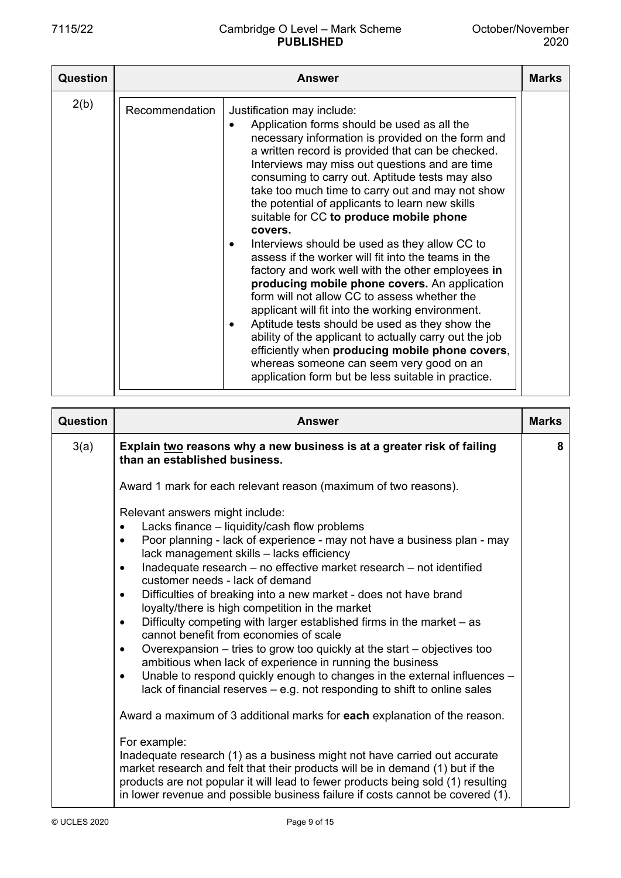| Question | Answer | Marks |
|---|---|---|
| 2(b) | **Recommendation** — Justification may include:<br>• Application forms should be used as all the necessary information is provided on the form and a written record is provided that can be checked. Interviews may miss out questions and are time consuming to carry out. Aptitude tests may also take too much time to carry out and may not show the potential of applicants to learn new skills suitable for CC **to produce mobile phone covers.**<br>• Interviews should be used as they allow CC to assess if the worker will fit into the teams in the factory and work well with the other employees **in producing mobile phone covers.** An application form will not allow CC to assess whether the applicant will fit into the working environment.<br>• Aptitude tests should be used as they show the ability of the applicant to actually carry out the job efficiently when **producing mobile phone covers**, whereas someone can seem very good on an application form but be less suitable in practice. | |

| Question | Answer | Marks |
|---|---|---|
| 3(a) | **Explain two reasons why a new business is at a greater risk of failing than an established business.**<br><br>Award 1 mark for each relevant reason (maximum of two reasons).<br><br>Relevant answers might include:<br>• Lacks finance – liquidity/cash flow problems<br>• Poor planning - lack of experience - may not have a business plan - may lack management skills – lacks efficiency<br>• Inadequate research – no effective market research – not identified customer needs - lack of demand<br>• Difficulties of breaking into a new market - does not have brand loyalty/there is high competition in the market<br>• Difficulty competing with larger established firms in the market – as cannot benefit from economies of scale<br>• Overexpansion – tries to grow too quickly at the start – objectives too ambitious when lack of experience in running the business<br>• Unable to respond quickly enough to changes in the external influences – lack of financial reserves – e.g. not responding to shift to online sales<br><br>Award a maximum of 3 additional marks for **each** explanation of the reason.<br><br>For example:<br>Inadequate research (1) as a business might not have carried out accurate market research and felt that their products will be in demand (1) but if the products are not popular it will lead to fewer products being sold (1) resulting in lower revenue and possible business failure if costs cannot be covered (1). | 8 |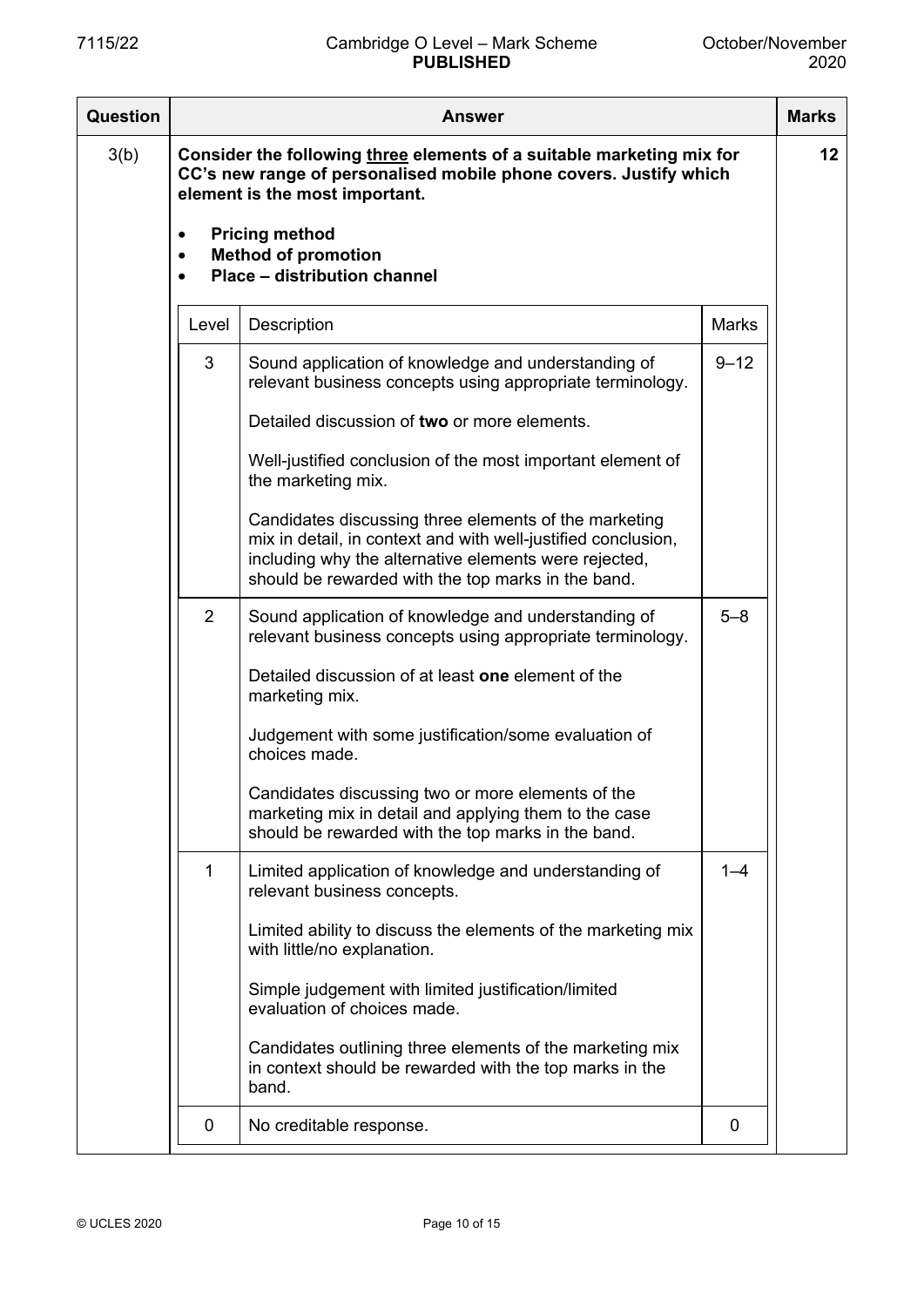| Question | Answer | Marks |
|---|---|---|
| 3(b) | **Consider the following <u>three</u> elements of a suitable marketing mix for CC's new range of personalised mobile phone covers. Justify which element is the most important.**<br><br>• **Pricing method**<br>• **Method of promotion**<br>• **Place – distribution channel** | 12 |

| Level | Description | Marks |
|---|---|---|
| 3 | Sound application of knowledge and understanding of relevant business concepts using appropriate terminology.<br><br>Detailed discussion of **two** or more elements.<br><br>Well-justified conclusion of the most important element of the marketing mix.<br><br>Candidates discussing three elements of the marketing mix in detail, in context and with well-justified conclusion, including why the alternative elements were rejected, should be rewarded with the top marks in the band. | 9–12 |
| 2 | Sound application of knowledge and understanding of relevant business concepts using appropriate terminology.<br><br>Detailed discussion of at least **one** element of the marketing mix.<br><br>Judgement with some justification/some evaluation of choices made.<br><br>Candidates discussing two or more elements of the marketing mix in detail and applying them to the case should be rewarded with the top marks in the band. | 5–8 |
| 1 | Limited application of knowledge and understanding of relevant business concepts.<br><br>Limited ability to discuss the elements of the marketing mix with little/no explanation.<br><br>Simple judgement with limited justification/limited evaluation of choices made.<br><br>Candidates outlining three elements of the marketing mix in context should be rewarded with the top marks in the band. | 1–4 |
| 0 | No creditable response. | 0 |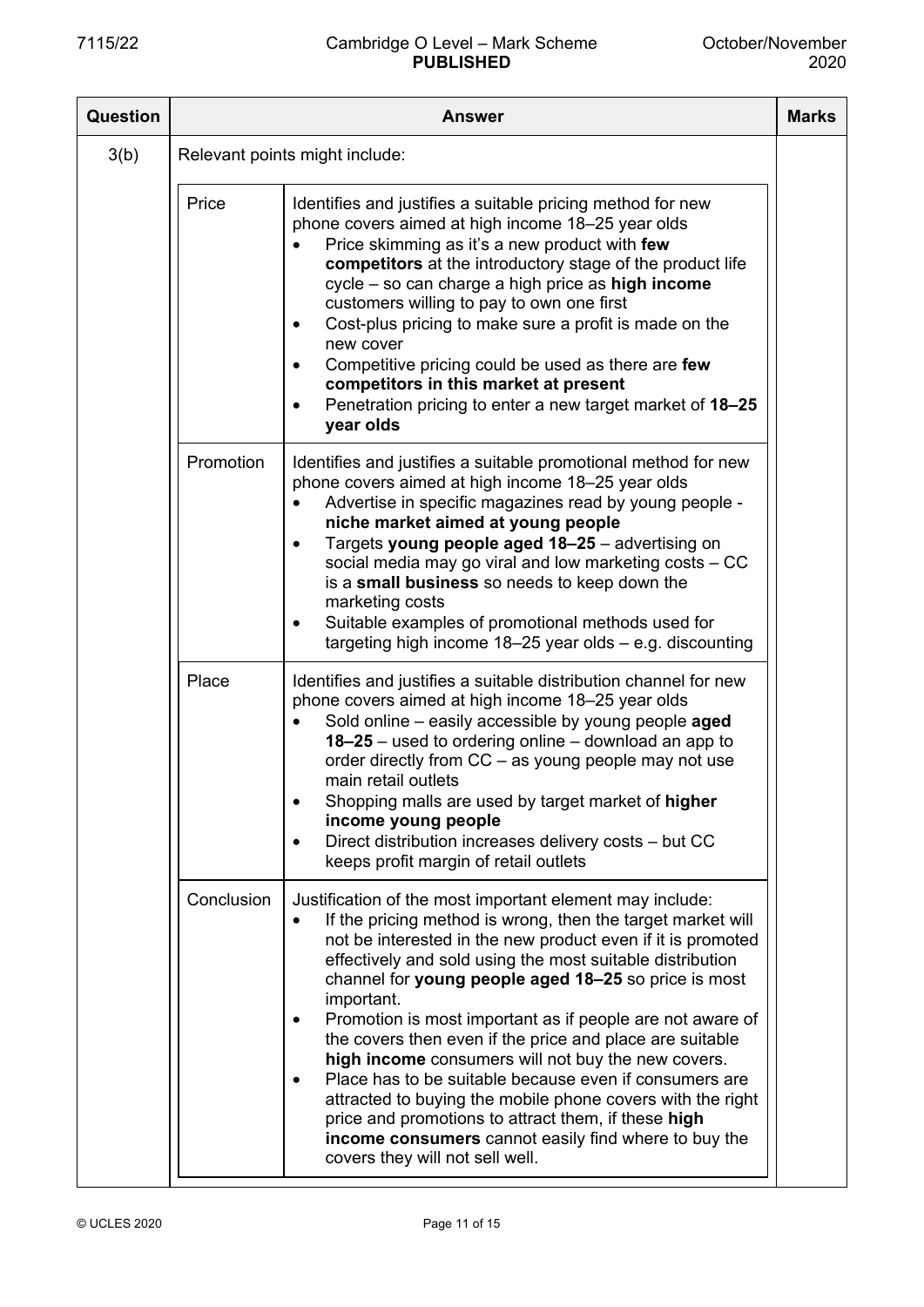| Question | Answer | | Marks |
|---|---|---|---|
| 3(b) | Relevant points might include: | | |
| | Price | Identifies and justifies a suitable pricing method for new phone covers aimed at high income 18–25 year olds<br>• Price skimming as it's a new product with **few competitors** at the introductory stage of the product life cycle – so can charge a high price as **high income** customers willing to pay to own one first<br>• Cost-plus pricing to make sure a profit is made on the new cover<br>• Competitive pricing could be used as there are **few competitors in this market at present**<br>• Penetration pricing to enter a new target market of **18–25 year olds** | |
| | Promotion | Identifies and justifies a suitable promotional method for new phone covers aimed at high income 18–25 year olds<br>• Advertise in specific magazines read by young people - **niche market aimed at young people**<br>• Targets **young people aged 18–25** – advertising on social media may go viral and low marketing costs – CC is a **small business** so needs to keep down the marketing costs<br>• Suitable examples of promotional methods used for targeting high income 18–25 year olds – e.g. discounting | |
| | Place | Identifies and justifies a suitable distribution channel for new phone covers aimed at high income 18–25 year olds<br>• Sold online – easily accessible by young people **aged 18–25** – used to ordering online – download an app to order directly from CC – as young people may not use main retail outlets<br>• Shopping malls are used by target market of **higher income young people**<br>• Direct distribution increases delivery costs – but CC keeps profit margin of retail outlets | |
| | Conclusion | Justification of the most important element may include:<br>• If the pricing method is wrong, then the target market will not be interested in the new product even if it is promoted effectively and sold using the most suitable distribution channel for **young people aged 18–25** so price is most important.<br>• Promotion is most important as if people are not aware of the covers then even if the price and place are suitable **high income** consumers will not buy the new covers.<br>• Place has to be suitable because even if consumers are attracted to buying the mobile phone covers with the right price and promotions to attract them, if these **high income consumers** cannot easily find where to buy the covers they will not sell well. | |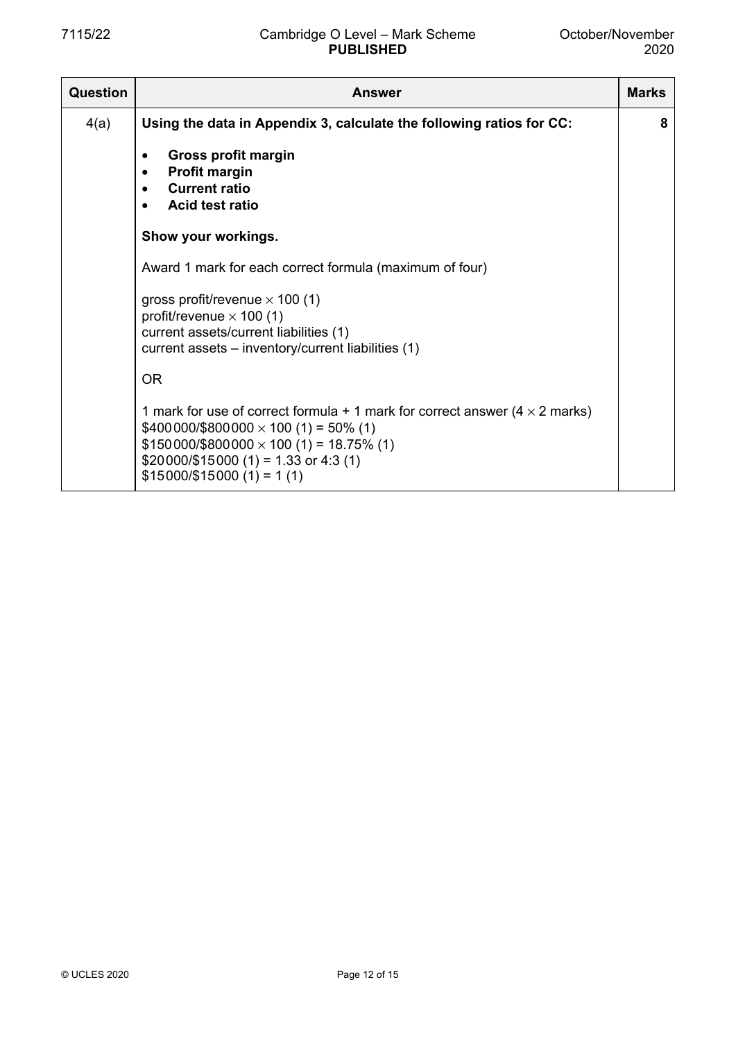| Question | Answer | Marks |
|---|---|---|
| 4(a) | **Using the data in Appendix 3, calculate the following ratios for CC:**<br><br>• **Gross profit margin**<br>• **Profit margin**<br>• **Current ratio**<br>• **Acid test ratio**<br><br>**Show your workings.**<br><br>Award 1 mark for each correct formula (maximum of four)<br><br>gross profit/revenue $\times$ 100 (1)<br>profit/revenue $\times$ 100 (1)<br>current assets/current liabilities (1)<br>current assets – inventory/current liabilities (1)<br><br>OR<br><br>1 mark for use of correct formula + 1 mark for correct answer (4 $\times$ 2 marks)<br>$400 000/$800 000 $\times$ 100 (1) = 50% (1)<br>$150 000/$800 000 $\times$ 100 (1) = 18.75% (1)<br>$20 000/$15 000 (1) = 1.33 or 4:3 (1)<br>$15 000/$15 000 (1) = 1 (1) | 8 |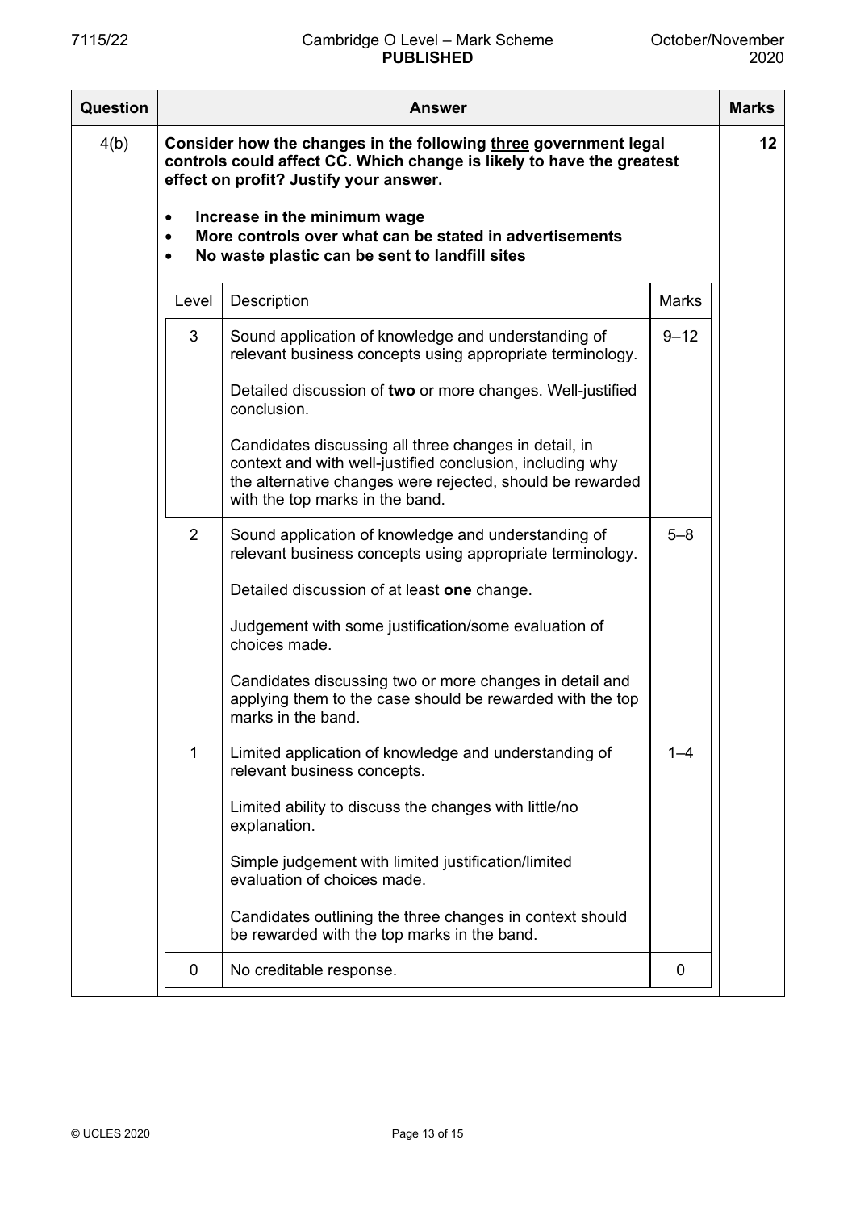| Question | Answer | Marks |
|---|---|---|
| 4(b) | **Consider how the changes in the following <u>three</u> government legal controls could affect CC. Which change is likely to have the greatest effect on profit? Justify your answer.**<br><br>• **Increase in the minimum wage**<br>• **More controls over what can be stated in advertisements**<br>• **No waste plastic can be sent to landfill sites** | 12 |

| Level | Description | Marks |
|---|---|---|
| 3 | Sound application of knowledge and understanding of relevant business concepts using appropriate terminology.<br><br>Detailed discussion of **two** or more changes. Well-justified conclusion.<br><br>Candidates discussing all three changes in detail, in context and with well-justified conclusion, including why the alternative changes were rejected, should be rewarded with the top marks in the band. | 9–12 |
| 2 | Sound application of knowledge and understanding of relevant business concepts using appropriate terminology.<br><br>Detailed discussion of at least **one** change.<br><br>Judgement with some justification/some evaluation of choices made.<br><br>Candidates discussing two or more changes in detail and applying them to the case should be rewarded with the top marks in the band. | 5–8 |
| 1 | Limited application of knowledge and understanding of relevant business concepts.<br><br>Limited ability to discuss the changes with little/no explanation.<br><br>Simple judgement with limited justification/limited evaluation of choices made.<br><br>Candidates outlining the three changes in context should be rewarded with the top marks in the band. | 1–4 |
| 0 | No creditable response. | 0 |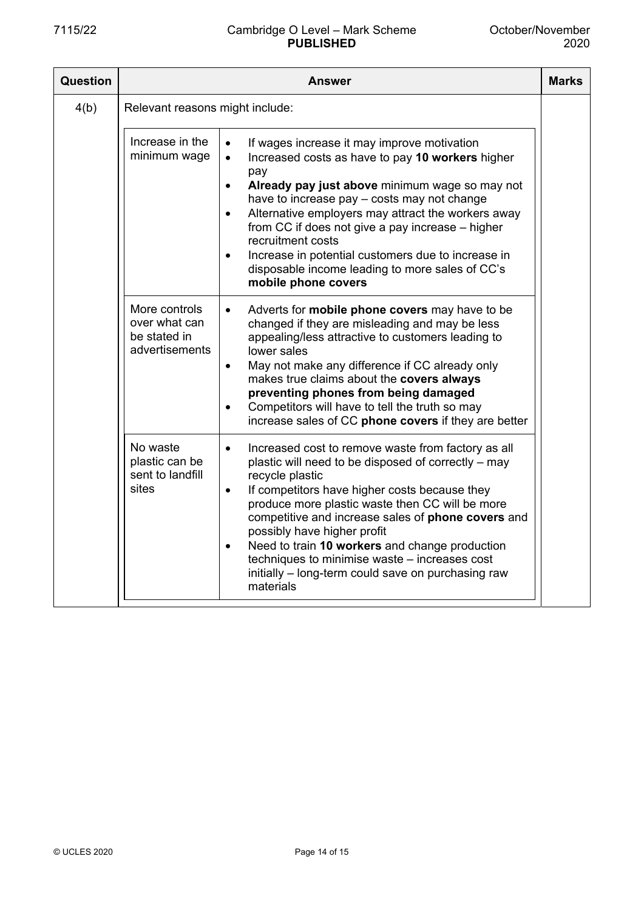| Question | Answer | | Marks |
|---|---|---|---|
| 4(b) | Relevant reasons might include: | | |
| | Increase in the minimum wage | • If wages increase it may improve motivation<br>• Increased costs as have to pay **10 workers** higher pay<br>• **Already pay just above** minimum wage so may not have to increase pay – costs may not change<br>• Alternative employers may attract the workers away from CC if does not give a pay increase – higher recruitment costs<br>• Increase in potential customers due to increase in disposable income leading to more sales of CC's **mobile phone covers** | |
| | More controls over what can be stated in advertisements | • Adverts for **mobile phone covers** may have to be changed if they are misleading and may be less appealing/less attractive to customers leading to lower sales<br>• May not make any difference if CC already only makes true claims about the **covers always preventing phones from being damaged**<br>• Competitors will have to tell the truth so may increase sales of CC **phone covers** if they are better | |
| | No waste plastic can be sent to landfill sites | • Increased cost to remove waste from factory as all plastic will need to be disposed of correctly – may recycle plastic<br>• If competitors have higher costs because they produce more plastic waste then CC will be more competitive and increase sales of **phone covers** and possibly have higher profit<br>• Need to train **10 workers** and change production techniques to minimise waste – increases cost initially – long-term could save on purchasing raw materials | |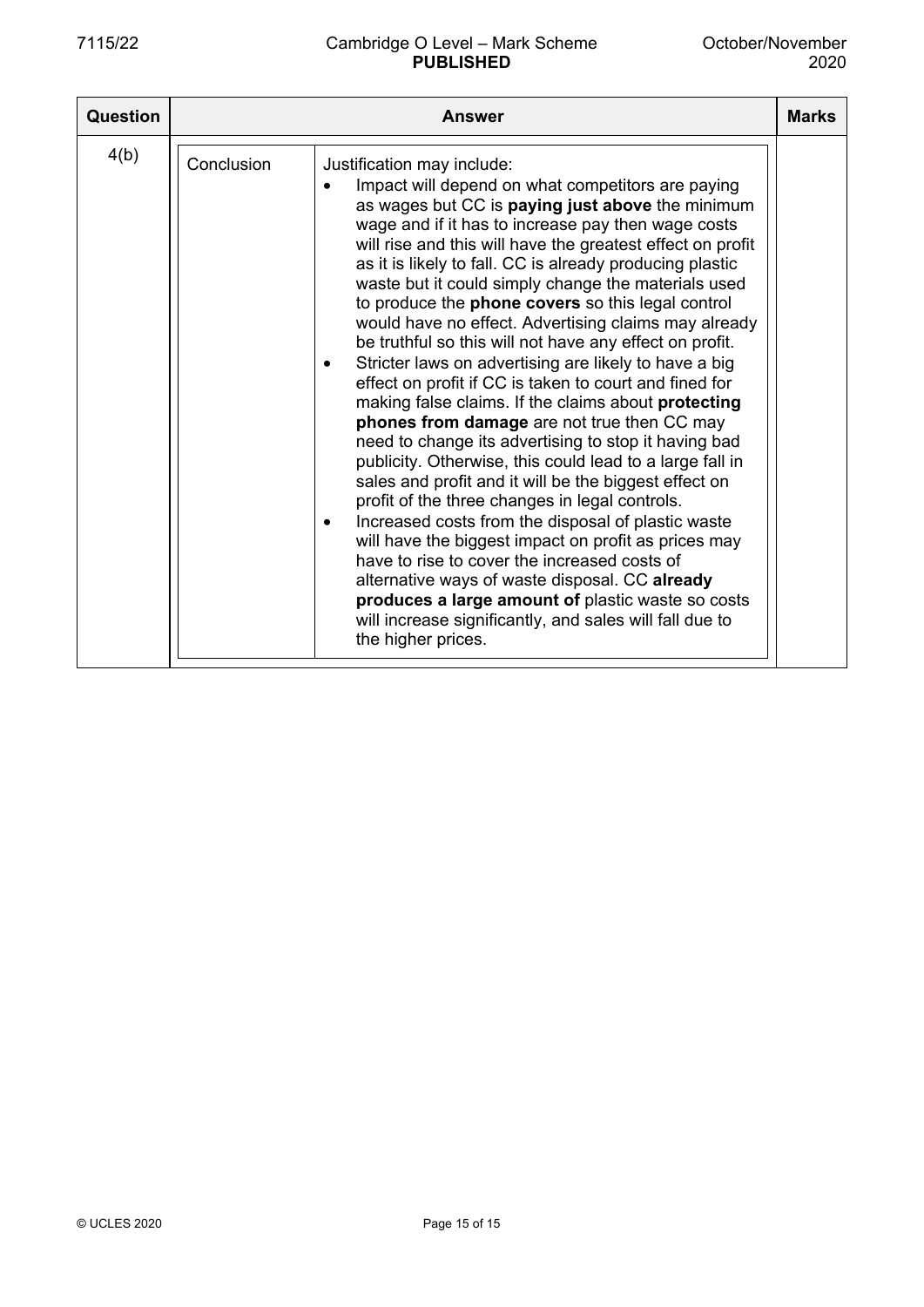| Question | Answer | | Marks |
|---|---|---|---|
| 4(b) | Conclusion | Justification may include:<br>• Impact will depend on what competitors are paying as wages but CC is **paying just above** the minimum wage and if it has to increase pay then wage costs will rise and this will have the greatest effect on profit as it is likely to fall. CC is already producing plastic waste but it could simply change the materials used to produce the **phone covers** so this legal control would have no effect. Advertising claims may already be truthful so this will not have any effect on profit.<br>• Stricter laws on advertising are likely to have a big effect on profit if CC is taken to court and fined for making false claims. If the claims about **protecting phones from damage** are not true then CC may need to change its advertising to stop it having bad publicity. Otherwise, this could lead to a large fall in sales and profit and it will be the biggest effect on profit of the three changes in legal controls.<br>• Increased costs from the disposal of plastic waste will have the biggest impact on profit as prices may have to rise to cover the increased costs of alternative ways of waste disposal. CC **already produces a large amount of** plastic waste so costs will increase significantly, and sales will fall due to the higher prices. | |